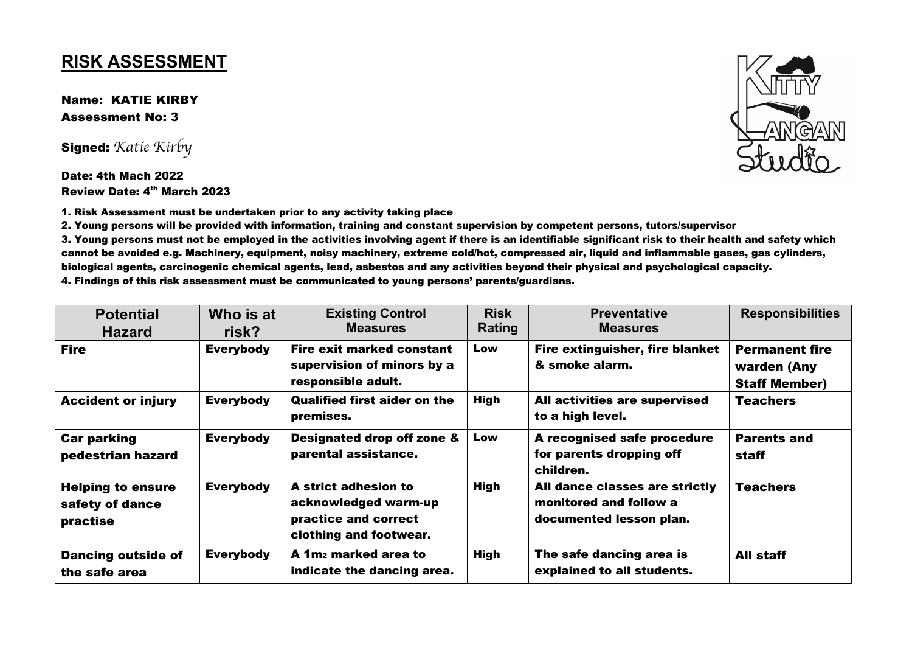# RISK ASSESSMENT

**Name: KATIE KIRBY**
**Assessment No: 3**

**Signed:** *Katie Kirby*

**Date: 4th Mach 2022**
**Review Date: 4th March 2023**

1. Risk Assessment must be undertaken prior to any activity taking place
2. Young persons will be provided with information, training and constant supervision by competent persons, tutors/supervisor
3. Young persons must not be employed in the activities involving agent if there is an identifiable significant risk to their health and safety which cannot be avoided e.g. Machinery, equipment, noisy machinery, extreme cold/hot, compressed air, liquid and inflammable gases, gas cylinders, biological agents, carcinogenic chemical agents, lead, asbestos and any activities beyond their physical and psychological capacity.
4. Findings of this risk assessment must be communicated to young persons' parents/guardians.

| Potential Hazard | Who is at risk? | Existing Control Measures | Risk Rating | Preventative Measures | Responsibilities |
|---|---|---|---|---|---|
| Fire | Everybody | Fire exit marked constant supervision of minors by a responsible adult. | Low | Fire extinguisher, fire blanket & smoke alarm. | Permanent fire warden (Any Staff Member) |
| Accident or injury | Everybody | Qualified first aider on the premises. | High | All activities are supervised to a high level. | Teachers |
| Car parking pedestrian hazard | Everybody | Designated drop off zone & parental assistance. | Low | A recognised safe procedure for parents dropping off children. | Parents and staff |
| Helping to ensure safety of dance practise | Everybody | A strict adhesion to acknowledged warm-up practice and correct clothing and footwear. | High | All dance classes are strictly monitored and follow a documented lesson plan. | Teachers |
| Dancing outside of the safe area | Everybody | A $1m_2$ marked area to indicate the dancing area. | High | The safe dancing area is explained to all students. | All staff |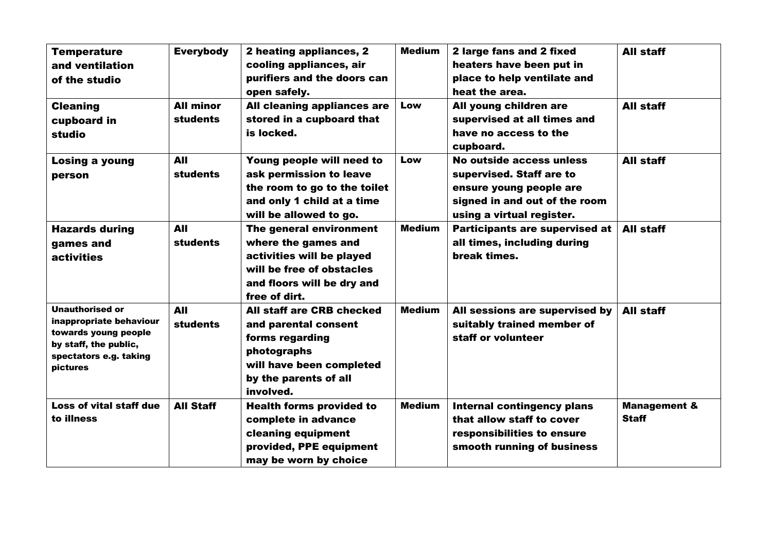| **Temperature and ventilation of the studio** | **Everybody** | **2 heating appliances, 2 cooling appliances, air purifiers and the doors can open safely.** | **Medium** | **2 large fans and 2 fixed heaters have been put in place to help ventilate and heat the area.** | **All staff** |
|---|---|---|---|---|---|
| **Cleaning cupboard in studio** | **All minor students** | **All cleaning appliances are stored in a cupboard that is locked.** | **Low** | **All young children are supervised at all times and have no access to the cupboard.** | **All staff** |
| **Losing a young person** | **All students** | **Young people will need to ask permission to leave the room to go to the toilet and only 1 child at a time will be allowed to go.** | **Low** | **No outside access unless supervised. Staff are to ensure young people are signed in and out of the room using a virtual register.** | **All staff** |
| **Hazards during games and activities** | **All students** | **The general environment where the games and activities will be played will be free of obstacles and floors will be dry and free of dirt.** | **Medium** | **Participants are supervised at all times, including during break times.** | **All staff** |
| **Unauthorised or inappropriate behaviour towards young people by staff, the public, spectators e.g. taking pictures** | **All students** | **All staff are CRB checked and parental consent forms regarding photographs will have been completed by the parents of all involved.** | **Medium** | **All sessions are supervised by suitably trained member of staff or volunteer** | **All staff** |
| **Loss of vital staff due to illness** | **All Staff** | **Health forms provided to complete in advance cleaning equipment provided, PPE equipment may be worn by choice** | **Medium** | **Internal contingency plans that allow staff to cover responsibilities to ensure smooth running of business** | **Management & Staff** |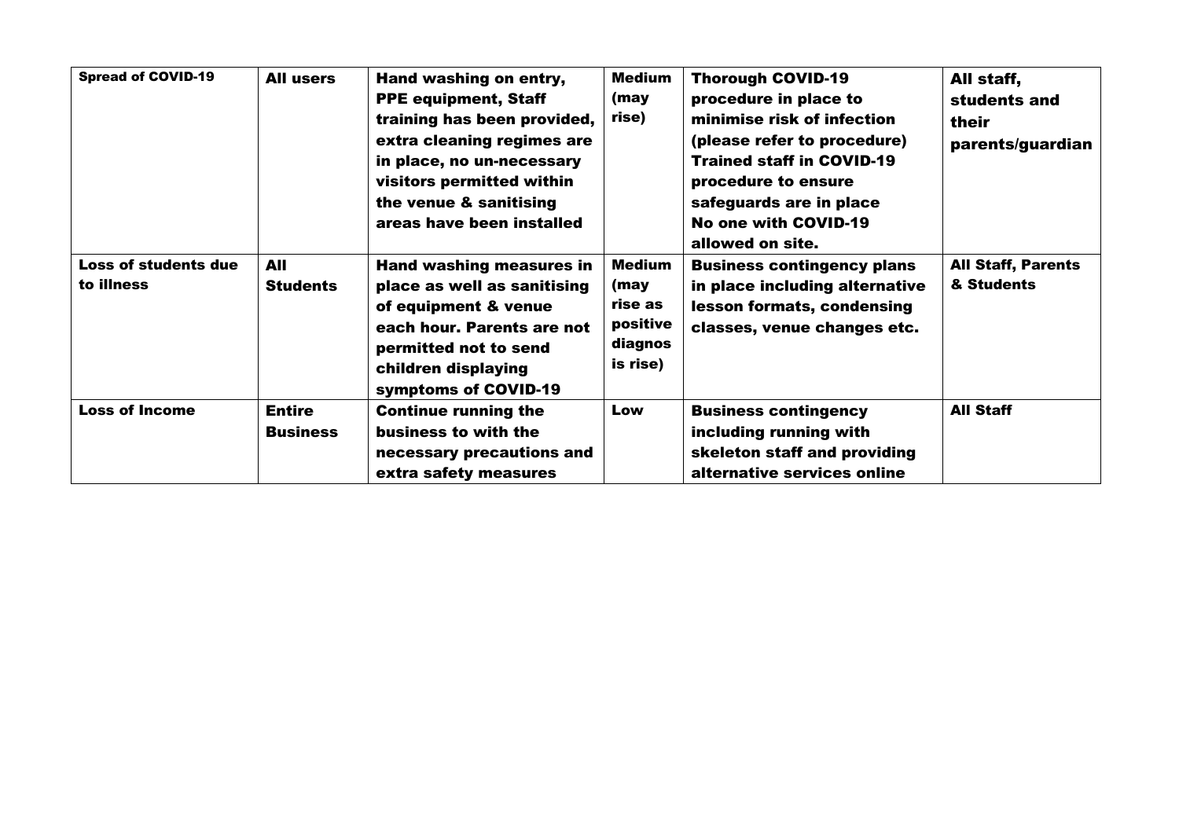| | | | | | |
|---|---|---|---|---|---|
| **Spread of COVID-19** | **All users** | **Hand washing on entry, PPE equipment, Staff training has been provided, extra cleaning regimes are in place, no un-necessary visitors permitted within the venue & sanitising areas have been installed** | **Medium (may rise)** | **Thorough COVID-19 procedure in place to minimise risk of infection (please refer to procedure) Trained staff in COVID-19 procedure to ensure safeguards are in place No one with COVID-19 allowed on site.** | **All staff, students and their parents/guardian** |
| **Loss of students due to illness** | **All Students** | **Hand washing measures in place as well as sanitising of equipment & venue each hour. Parents are not permitted not to send children displaying symptoms of COVID-19** | **Medium (may rise as positive diagnos is rise)** | **Business contingency plans in place including alternative lesson formats, condensing classes, venue changes etc.** | **All Staff, Parents & Students** |
| **Loss of Income** | **Entire Business** | **Continue running the business to with the necessary precautions and extra safety measures** | **Low** | **Business contingency including running with skeleton staff and providing alternative services online** | **All Staff** |